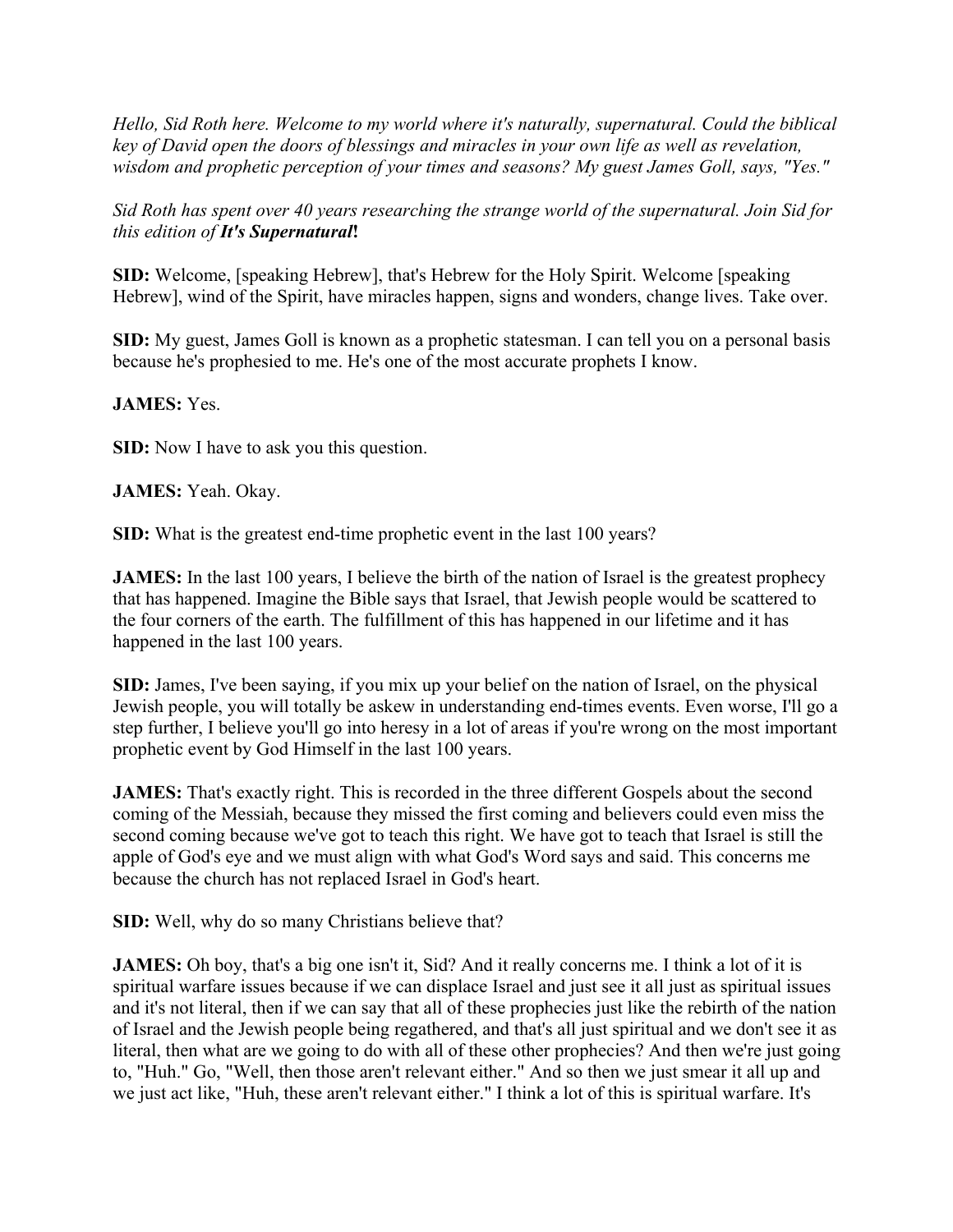*Hello, Sid Roth here. Welcome to my world where it's naturally, supernatural. Could the biblical key of David open the doors of blessings and miracles in your own life as well as revelation, wisdom and prophetic perception of your times and seasons? My guest James Goll, says, "Yes."*

*Sid Roth has spent over 40 years researching the strange world of the supernatural. Join Sid for this edition of **It's Supernatural!***

**SID:** Welcome, [speaking Hebrew], that's Hebrew for the Holy Spirit. Welcome [speaking Hebrew], wind of the Spirit, have miracles happen, signs and wonders, change lives. Take over.

**SID:** My guest, James Goll is known as a prophetic statesman. I can tell you on a personal basis because he's prophesied to me. He's one of the most accurate prophets I know.

**JAMES:** Yes.

**SID:** Now I have to ask you this question.

**JAMES:** Yeah. Okay.

**SID:** What is the greatest end-time prophetic event in the last 100 years?

**JAMES:** In the last 100 years, I believe the birth of the nation of Israel is the greatest prophecy that has happened. Imagine the Bible says that Israel, that Jewish people would be scattered to the four corners of the earth. The fulfillment of this has happened in our lifetime and it has happened in the last 100 years.

**SID:** James, I've been saying, if you mix up your belief on the nation of Israel, on the physical Jewish people, you will totally be askew in understanding end-times events. Even worse, I'll go a step further, I believe you'll go into heresy in a lot of areas if you're wrong on the most important prophetic event by God Himself in the last 100 years.

**JAMES:** That's exactly right. This is recorded in the three different Gospels about the second coming of the Messiah, because they missed the first coming and believers could even miss the second coming because we've got to teach this right. We have got to teach that Israel is still the apple of God's eye and we must align with what God's Word says and said. This concerns me because the church has not replaced Israel in God's heart.

**SID:** Well, why do so many Christians believe that?

**JAMES:** Oh boy, that's a big one isn't it, Sid? And it really concerns me. I think a lot of it is spiritual warfare issues because if we can displace Israel and just see it all just as spiritual issues and it's not literal, then if we can say that all of these prophecies just like the rebirth of the nation of Israel and the Jewish people being regathered, and that's all just spiritual and we don't see it as literal, then what are we going to do with all of these other prophecies? And then we're just going to, "Huh." Go, "Well, then those aren't relevant either." And so then we just smear it all up and we just act like, "Huh, these aren't relevant either." I think a lot of this is spiritual warfare. It's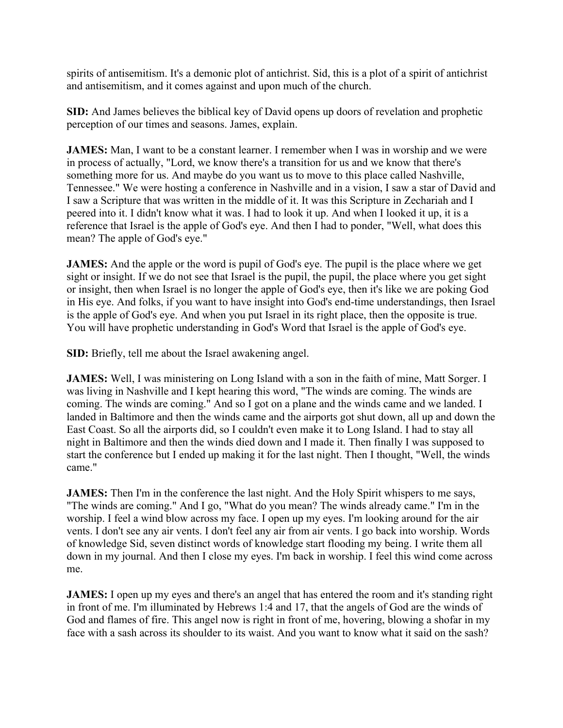spirits of antisemitism. It's a demonic plot of antichrist. Sid, this is a plot of a spirit of antichrist and antisemitism, and it comes against and upon much of the church.

**SID:** And James believes the biblical key of David opens up doors of revelation and prophetic perception of our times and seasons. James, explain.

**JAMES:** Man, I want to be a constant learner. I remember when I was in worship and we were in process of actually, "Lord, we know there's a transition for us and we know that there's something more for us. And maybe do you want us to move to this place called Nashville, Tennessee." We were hosting a conference in Nashville and in a vision, I saw a star of David and I saw a Scripture that was written in the middle of it. It was this Scripture in Zechariah and I peered into it. I didn't know what it was. I had to look it up. And when I looked it up, it is a reference that Israel is the apple of God's eye. And then I had to ponder, "Well, what does this mean? The apple of God's eye."

**JAMES:** And the apple or the word is pupil of God's eye. The pupil is the place where we get sight or insight. If we do not see that Israel is the pupil, the pupil, the place where you get sight or insight, then when Israel is no longer the apple of God's eye, then it's like we are poking God in His eye. And folks, if you want to have insight into God's end-time understandings, then Israel is the apple of God's eye. And when you put Israel in its right place, then the opposite is true. You will have prophetic understanding in God's Word that Israel is the apple of God's eye.

**SID:** Briefly, tell me about the Israel awakening angel.

**JAMES:** Well, I was ministering on Long Island with a son in the faith of mine, Matt Sorger. I was living in Nashville and I kept hearing this word, "The winds are coming. The winds are coming. The winds are coming." And so I got on a plane and the winds came and we landed. I landed in Baltimore and then the winds came and the airports got shut down, all up and down the East Coast. So all the airports did, so I couldn't even make it to Long Island. I had to stay all night in Baltimore and then the winds died down and I made it. Then finally I was supposed to start the conference but I ended up making it for the last night. Then I thought, "Well, the winds came."

**JAMES:** Then I'm in the conference the last night. And the Holy Spirit whispers to me says, "The winds are coming." And I go, "What do you mean? The winds already came." I'm in the worship. I feel a wind blow across my face. I open up my eyes. I'm looking around for the air vents. I don't see any air vents. I don't feel any air from air vents. I go back into worship. Words of knowledge Sid, seven distinct words of knowledge start flooding my being. I write them all down in my journal. And then I close my eyes. I'm back in worship. I feel this wind come across me.

**JAMES:** I open up my eyes and there's an angel that has entered the room and it's standing right in front of me. I'm illuminated by Hebrews 1:4 and 17, that the angels of God are the winds of God and flames of fire. This angel now is right in front of me, hovering, blowing a shofar in my face with a sash across its shoulder to its waist. And you want to know what it said on the sash?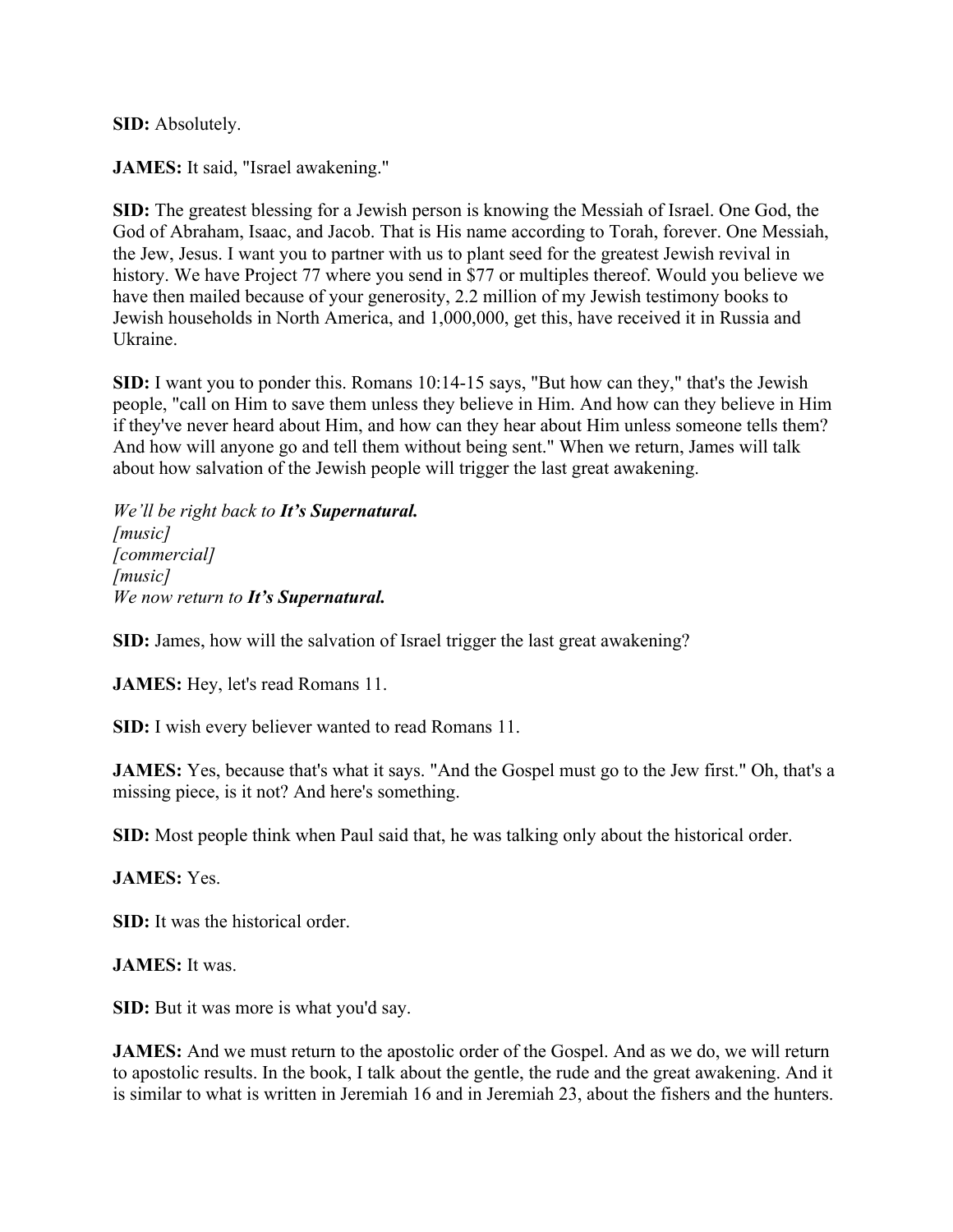**SID:** Absolutely.

**JAMES:** It said, "Israel awakening."

**SID:** The greatest blessing for a Jewish person is knowing the Messiah of Israel. One God, the God of Abraham, Isaac, and Jacob. That is His name according to Torah, forever. One Messiah, the Jew, Jesus. I want you to partner with us to plant seed for the greatest Jewish revival in history. We have Project 77 where you send in $77 or multiples thereof. Would you believe we have then mailed because of your generosity, 2.2 million of my Jewish testimony books to Jewish households in North America, and 1,000,000, get this, have received it in Russia and Ukraine.

**SID:** I want you to ponder this. Romans 10:14-15 says, "But how can they," that's the Jewish people, "call on Him to save them unless they believe in Him. And how can they believe in Him if they've never heard about Him, and how can they hear about Him unless someone tells them? And how will anyone go and tell them without being sent." When we return, James will talk about how salvation of the Jewish people will trigger the last great awakening.

*We'll be right back to* ***It's Supernatural.***
*[music]*
*[commercial]*
*[music]*
*We now return to* ***It's Supernatural.***

**SID:** James, how will the salvation of Israel trigger the last great awakening?

**JAMES:** Hey, let's read Romans 11.

**SID:** I wish every believer wanted to read Romans 11.

**JAMES:** Yes, because that's what it says. "And the Gospel must go to the Jew first." Oh, that's a missing piece, is it not? And here's something.

**SID:** Most people think when Paul said that, he was talking only about the historical order.

**JAMES:** Yes.

**SID:** It was the historical order.

**JAMES:** It was.

**SID:** But it was more is what you'd say.

**JAMES:** And we must return to the apostolic order of the Gospel. And as we do, we will return to apostolic results. In the book, I talk about the gentle, the rude and the great awakening. And it is similar to what is written in Jeremiah 16 and in Jeremiah 23, about the fishers and the hunters.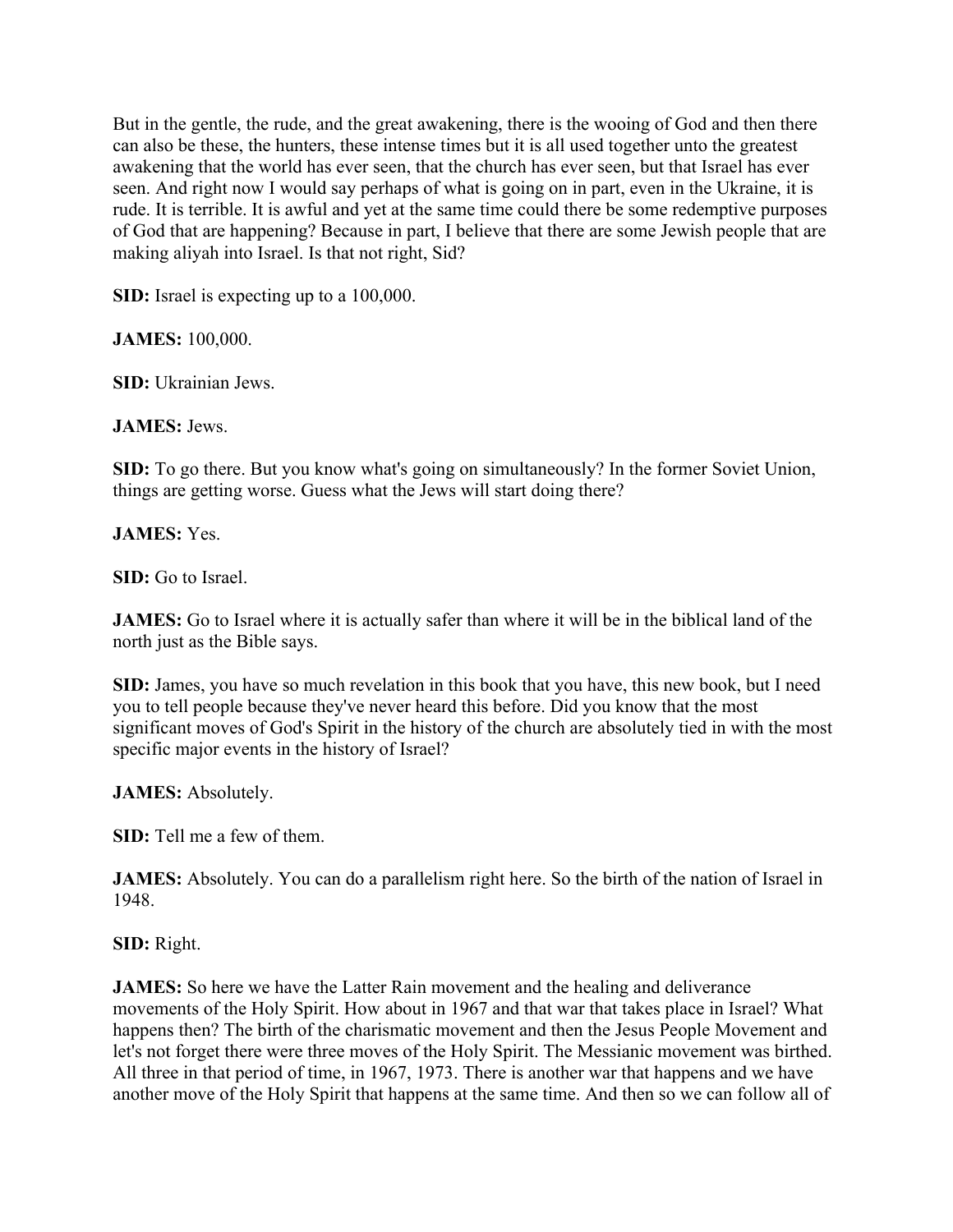But in the gentle, the rude, and the great awakening, there is the wooing of God and then there can also be these, the hunters, these intense times but it is all used together unto the greatest awakening that the world has ever seen, that the church has ever seen, but that Israel has ever seen. And right now I would say perhaps of what is going on in part, even in the Ukraine, it is rude. It is terrible. It is awful and yet at the same time could there be some redemptive purposes of God that are happening? Because in part, I believe that there are some Jewish people that are making aliyah into Israel. Is that not right, Sid?

**SID:** Israel is expecting up to a 100,000.

**JAMES:** 100,000.

**SID:** Ukrainian Jews.

**JAMES:** Jews.

**SID:** To go there. But you know what's going on simultaneously? In the former Soviet Union, things are getting worse. Guess what the Jews will start doing there?

**JAMES:** Yes.

**SID:** Go to Israel.

**JAMES:** Go to Israel where it is actually safer than where it will be in the biblical land of the north just as the Bible says.

**SID:** James, you have so much revelation in this book that you have, this new book, but I need you to tell people because they've never heard this before. Did you know that the most significant moves of God's Spirit in the history of the church are absolutely tied in with the most specific major events in the history of Israel?

**JAMES:** Absolutely.

**SID:** Tell me a few of them.

**JAMES:** Absolutely. You can do a parallelism right here. So the birth of the nation of Israel in 1948.

**SID:** Right.

**JAMES:** So here we have the Latter Rain movement and the healing and deliverance movements of the Holy Spirit. How about in 1967 and that war that takes place in Israel? What happens then? The birth of the charismatic movement and then the Jesus People Movement and let's not forget there were three moves of the Holy Spirit. The Messianic movement was birthed. All three in that period of time, in 1967, 1973. There is another war that happens and we have another move of the Holy Spirit that happens at the same time. And then so we can follow all of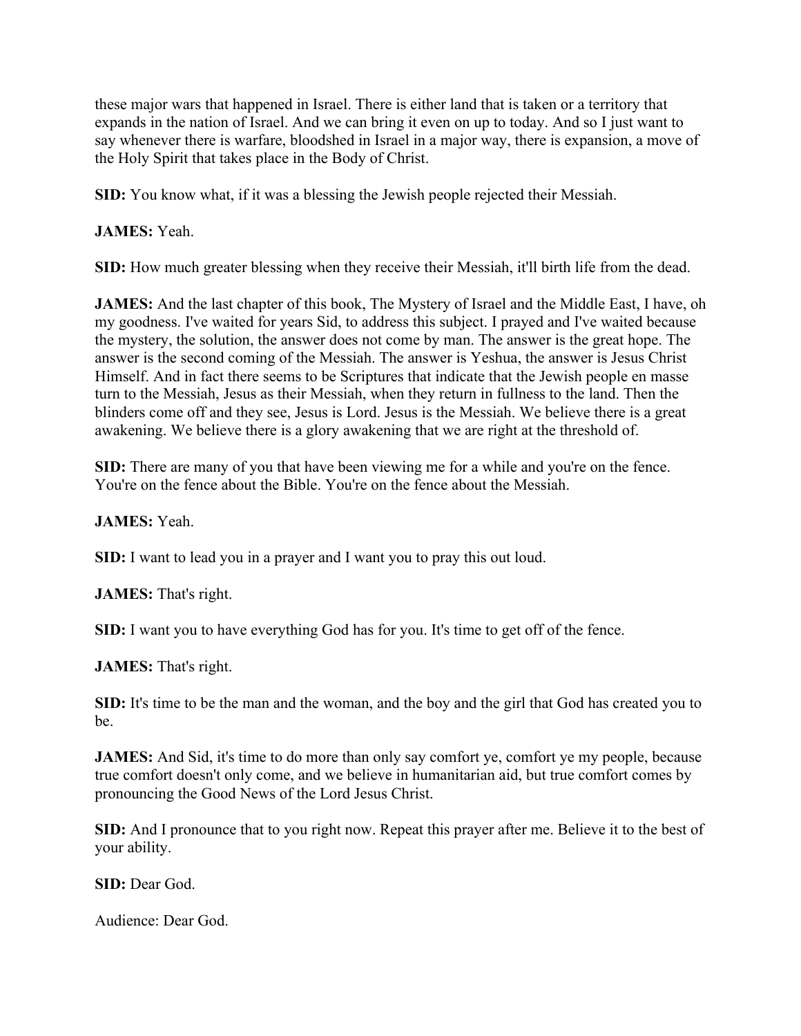these major wars that happened in Israel. There is either land that is taken or a territory that expands in the nation of Israel. And we can bring it even on up to today. And so I just want to say whenever there is warfare, bloodshed in Israel in a major way, there is expansion, a move of the Holy Spirit that takes place in the Body of Christ.

**SID:** You know what, if it was a blessing the Jewish people rejected their Messiah.

**JAMES:** Yeah.

**SID:** How much greater blessing when they receive their Messiah, it'll birth life from the dead.

**JAMES:** And the last chapter of this book, The Mystery of Israel and the Middle East, I have, oh my goodness. I've waited for years Sid, to address this subject. I prayed and I've waited because the mystery, the solution, the answer does not come by man. The answer is the great hope. The answer is the second coming of the Messiah. The answer is Yeshua, the answer is Jesus Christ Himself. And in fact there seems to be Scriptures that indicate that the Jewish people en masse turn to the Messiah, Jesus as their Messiah, when they return in fullness to the land. Then the blinders come off and they see, Jesus is Lord. Jesus is the Messiah. We believe there is a great awakening. We believe there is a glory awakening that we are right at the threshold of.

**SID:** There are many of you that have been viewing me for a while and you're on the fence. You're on the fence about the Bible. You're on the fence about the Messiah.

**JAMES:** Yeah.

**SID:** I want to lead you in a prayer and I want you to pray this out loud.

**JAMES:** That's right.

**SID:** I want you to have everything God has for you. It's time to get off of the fence.

**JAMES:** That's right.

**SID:** It's time to be the man and the woman, and the boy and the girl that God has created you to be.

**JAMES:** And Sid, it's time to do more than only say comfort ye, comfort ye my people, because true comfort doesn't only come, and we believe in humanitarian aid, but true comfort comes by pronouncing the Good News of the Lord Jesus Christ.

**SID:** And I pronounce that to you right now. Repeat this prayer after me. Believe it to the best of your ability.

**SID:** Dear God.

Audience: Dear God.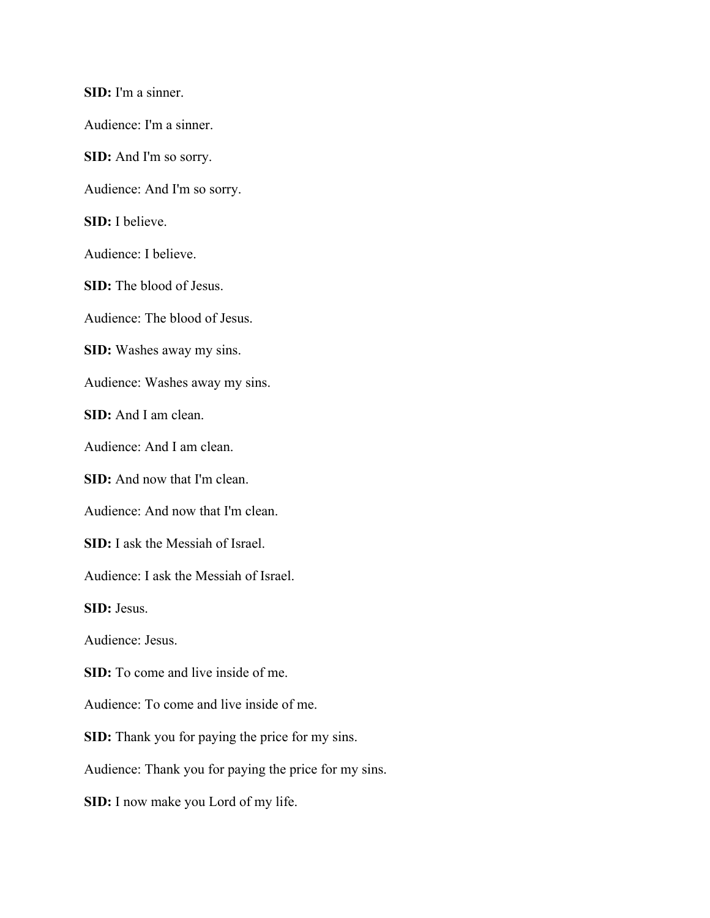**SID:** I'm a sinner.

Audience: I'm a sinner.

**SID:** And I'm so sorry.

Audience: And I'm so sorry.

**SID:** I believe.

Audience: I believe.

**SID:** The blood of Jesus.

Audience: The blood of Jesus.

**SID:** Washes away my sins.

Audience: Washes away my sins.

**SID:** And I am clean.

Audience: And I am clean.

**SID:** And now that I'm clean.

Audience: And now that I'm clean.

**SID:** I ask the Messiah of Israel.

Audience: I ask the Messiah of Israel.

**SID:** Jesus.

Audience: Jesus.

**SID:** To come and live inside of me.

Audience: To come and live inside of me.

**SID:** Thank you for paying the price for my sins.

Audience: Thank you for paying the price for my sins.

**SID:** I now make you Lord of my life.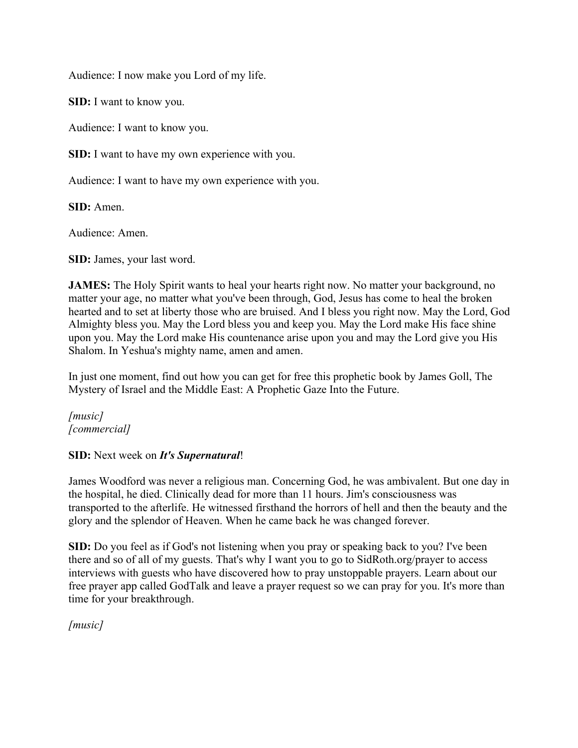Audience: I now make you Lord of my life.

**SID:** I want to know you.

Audience: I want to know you.

**SID:** I want to have my own experience with you.

Audience: I want to have my own experience with you.

**SID:** Amen.

Audience: Amen.

**SID:** James, your last word.

**JAMES:** The Holy Spirit wants to heal your hearts right now. No matter your background, no matter your age, no matter what you've been through, God, Jesus has come to heal the broken hearted and to set at liberty those who are bruised. And I bless you right now. May the Lord, God Almighty bless you. May the Lord bless you and keep you. May the Lord make His face shine upon you. May the Lord make His countenance arise upon you and may the Lord give you His Shalom. In Yeshua's mighty name, amen and amen.

In just one moment, find out how you can get for free this prophetic book by James Goll, The Mystery of Israel and the Middle East: A Prophetic Gaze Into the Future.

*[music]*
*[commercial]*

**SID:** Next week on ***It's Supernatural***!

James Woodford was never a religious man. Concerning God, he was ambivalent. But one day in the hospital, he died. Clinically dead for more than 11 hours. Jim's consciousness was transported to the afterlife. He witnessed firsthand the horrors of hell and then the beauty and the glory and the splendor of Heaven. When he came back he was changed forever.

**SID:** Do you feel as if God's not listening when you pray or speaking back to you? I've been there and so of all of my guests. That's why I want you to go to SidRoth.org/prayer to access interviews with guests who have discovered how to pray unstoppable prayers. Learn about our free prayer app called GodTalk and leave a prayer request so we can pray for you. It's more than time for your breakthrough.

*[music]*